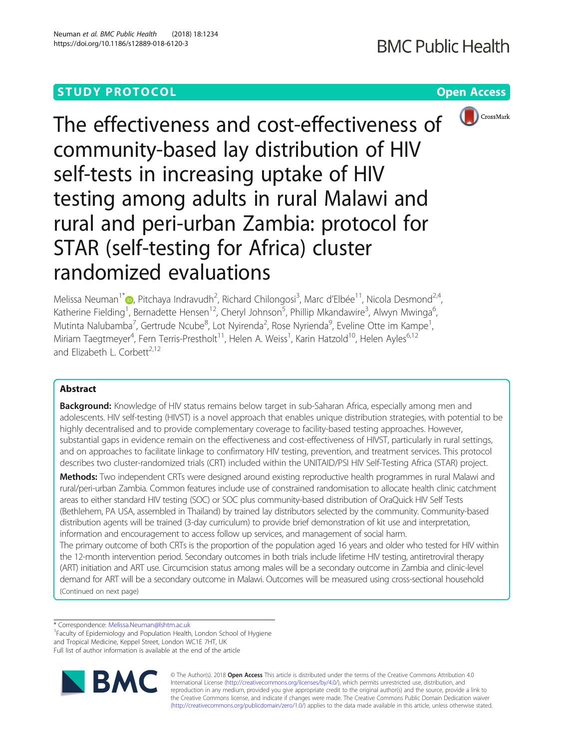STUDY PROTOCOL

Open Access

# The effectiveness and cost-effectiveness of community-based lay distribution of HIV self-tests in increasing uptake of HIV testing among adults in rural Malawi and rural and peri-urban Zambia: protocol for STAR (self-testing for Africa) cluster randomized evaluations

Melissa Neuman[1*], Pitchaya Indravudh[2], Richard Chilongosi[3], Marc d'Elbée[11], Nicola Desmond[2,4], Katherine Fielding[1], Bernadette Hensen[12], Cheryl Johnson[5], Phillip Mkandawire[3], Alwyn Mwinga[6], Mutinta Nalubamba[7], Gertrude Ncube[8], Lot Nyirenda[2], Rose Nyrienda[9], Eveline Otte im Kampe[1], Miriam Taegtmeyer[4], Fern Terris-Prestholt[11], Helen A. Weiss[1], Karin Hatzold[10], Helen Ayles[6,12] and Elizabeth L. Corbett[2,12]

## Abstract

**Background:** Knowledge of HIV status remains below target in sub-Saharan Africa, especially among men and adolescents. HIV self-testing (HIVST) is a novel approach that enables unique distribution strategies, with potential to be highly decentralised and to provide complementary coverage to facility-based testing approaches. However, substantial gaps in evidence remain on the effectiveness and cost-effectiveness of HIVST, particularly in rural settings, and on approaches to facilitate linkage to confirmatory HIV testing, prevention, and treatment services. This protocol describes two cluster-randomized trials (CRT) included within the UNITAID/PSI HIV Self-Testing Africa (STAR) project.

**Methods:** Two independent CRTs were designed around existing reproductive health programmes in rural Malawi and rural/peri-urban Zambia. Common features include use of constrained randomisation to allocate health clinic catchment areas to either standard HIV testing (SOC) or SOC plus community-based distribution of OraQuick HIV Self Tests (Bethlehem, PA USA, assembled in Thailand) by trained lay distributors selected by the community. Community-based distribution agents will be trained (3-day curriculum) to provide brief demonstration of kit use and interpretation, information and encouragement to access follow up services, and management of social harm.

The primary outcome of both CRTs is the proportion of the population aged 16 years and older who tested for HIV within the 12-month intervention period. Secondary outcomes in both trials include lifetime HIV testing, antiretroviral therapy (ART) initiation and ART use. Circumcision status among males will be a secondary outcome in Zambia and clinic-level demand for ART will be a secondary outcome in Malawi. Outcomes will be measured using cross-sectional household (Continued on next page)

* Correspondence: Melissa.Neuman@lshtm.ac.uk
[1]Faculty of Epidemiology and Population Health, London School of Hygiene and Tropical Medicine, Keppel Street, London WC1E 7HT, UK
Full list of author information is available at the end of the article

© The Author(s). 2018 **Open Access** This article is distributed under the terms of the Creative Commons Attribution 4.0 International License (http://creativecommons.org/licenses/by/4.0/), which permits unrestricted use, distribution, and reproduction in any medium, provided you give appropriate credit to the original author(s) and the source, provide a link to the Creative Commons license, and indicate if changes were made. The Creative Commons Public Domain Dedication waiver (http://creativecommons.org/publicdomain/zero/1.0/) applies to the data made available in this article, unless otherwise stated.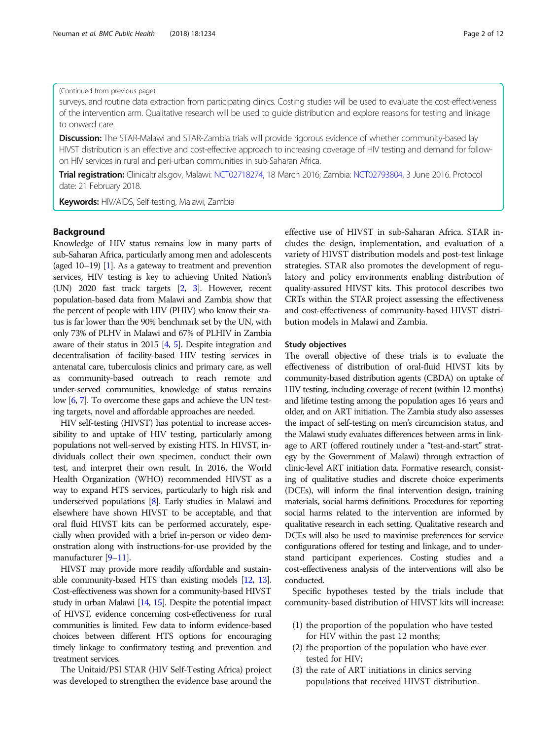(Continued from previous page)

surveys, and routine data extraction from participating clinics. Costing studies will be used to evaluate the cost-effectiveness of the intervention arm. Qualitative research will be used to guide distribution and explore reasons for testing and linkage to onward care.

**Discussion:** The STAR-Malawi and STAR-Zambia trials will provide rigorous evidence of whether community-based lay HIVST distribution is an effective and cost-effective approach to increasing coverage of HIV testing and demand for follow-on HIV services in rural and peri-urban communities in sub-Saharan Africa.

**Trial registration:** Clinicaltrials.gov, Malawi: NCT02718274, 18 March 2016; Zambia: NCT02793804, 3 June 2016. Protocol date: 21 February 2018.

**Keywords:** HIV/AIDS, Self-testing, Malawi, Zambia

## Background

Knowledge of HIV status remains low in many parts of sub-Saharan Africa, particularly among men and adolescents (aged 10–19) [1]. As a gateway to treatment and prevention services, HIV testing is key to achieving United Nation's (UN) 2020 fast track targets [2, 3]. However, recent population-based data from Malawi and Zambia show that the percent of people with HIV (PHIV) who know their status is far lower than the 90% benchmark set by the UN, with only 73% of PLHV in Malawi and 67% of PLHIV in Zambia aware of their status in 2015 [4, 5]. Despite integration and decentralisation of facility-based HIV testing services in antenatal care, tuberculosis clinics and primary care, as well as community-based outreach to reach remote and under-served communities, knowledge of status remains low [6, 7]. To overcome these gaps and achieve the UN testing targets, novel and affordable approaches are needed.

HIV self-testing (HIVST) has potential to increase accessibility to and uptake of HIV testing, particularly among populations not well-served by existing HTS. In HIVST, individuals collect their own specimen, conduct their own test, and interpret their own result. In 2016, the World Health Organization (WHO) recommended HIVST as a way to expand HTS services, particularly to high risk and underserved populations [8]. Early studies in Malawi and elsewhere have shown HIVST to be acceptable, and that oral fluid HIVST kits can be performed accurately, especially when provided with a brief in-person or video demonstration along with instructions-for-use provided by the manufacturer [9–11].

HIVST may provide more readily affordable and sustainable community-based HTS than existing models [12, 13]. Cost-effectiveness was shown for a community-based HIVST study in urban Malawi [14, 15]. Despite the potential impact of HIVST, evidence concerning cost-effectiveness for rural communities is limited. Few data to inform evidence-based choices between different HTS options for encouraging timely linkage to confirmatory testing and prevention and treatment services.

The Unitaid/PSI STAR (HIV Self-Testing Africa) project was developed to strengthen the evidence base around the effective use of HIVST in sub-Saharan Africa. STAR includes the design, implementation, and evaluation of a variety of HIVST distribution models and post-test linkage strategies. STAR also promotes the development of regulatory and policy environments enabling distribution of quality-assured HIVST kits. This protocol describes two CRTs within the STAR project assessing the effectiveness and cost-effectiveness of community-based HIVST distribution models in Malawi and Zambia.

### Study objectives

The overall objective of these trials is to evaluate the effectiveness of distribution of oral-fluid HIVST kits by community-based distribution agents (CBDA) on uptake of HIV testing, including coverage of recent (within 12 months) and lifetime testing among the population ages 16 years and older, and on ART initiation. The Zambia study also assesses the impact of self-testing on men's circumcision status, and the Malawi study evaluates differences between arms in linkage to ART (offered routinely under a "test-and-start" strategy by the Government of Malawi) through extraction of clinic-level ART initiation data. Formative research, consisting of qualitative studies and discrete choice experiments (DCEs), will inform the final intervention design, training materials, social harms definitions. Procedures for reporting social harms related to the intervention are informed by qualitative research in each setting. Qualitative research and DCEs will also be used to maximise preferences for service configurations offered for testing and linkage, and to understand participant experiences. Costing studies and a cost-effectiveness analysis of the interventions will also be conducted.

Specific hypotheses tested by the trials include that community-based distribution of HIVST kits will increase:

(1) the proportion of the population who have tested for HIV within the past 12 months;
(2) the proportion of the population who have ever tested for HIV;
(3) the rate of ART initiations in clinics serving populations that received HIVST distribution.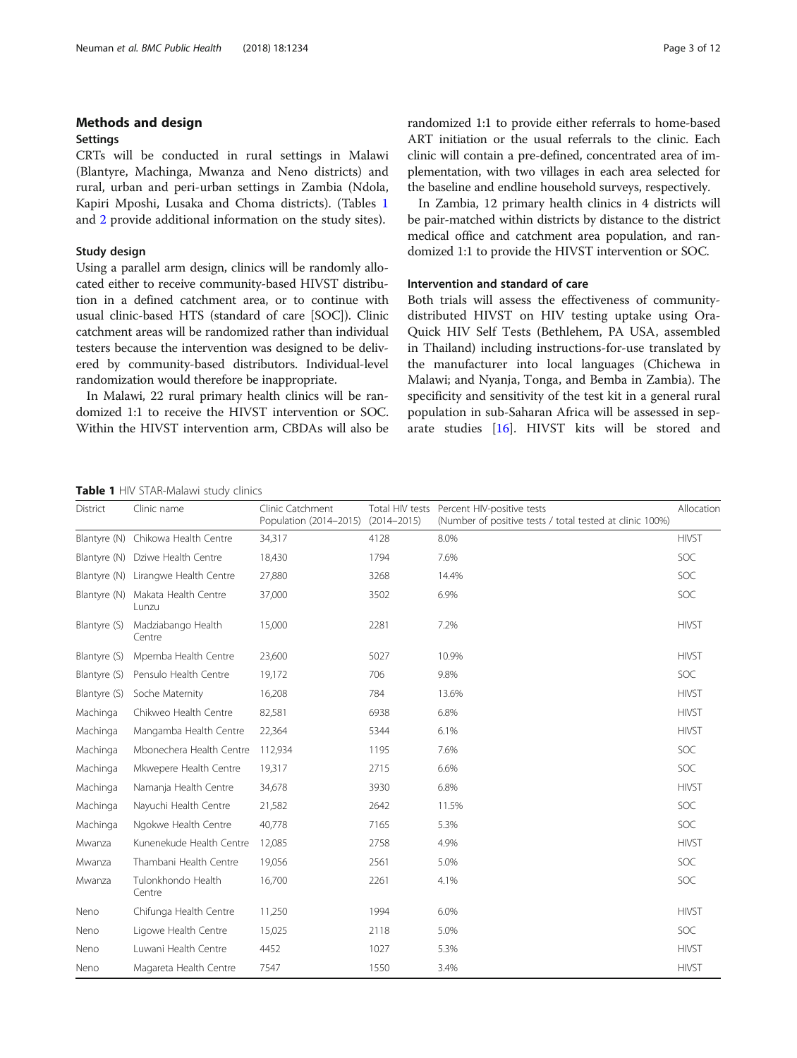## Methods and design

### Settings

CRTs will be conducted in rural settings in Malawi (Blantyre, Machinga, Mwanza and Neno districts) and rural, urban and peri-urban settings in Zambia (Ndola, Kapiri Mposhi, Lusaka and Choma districts). (Tables 1 and 2 provide additional information on the study sites).

### Study design

Using a parallel arm design, clinics will be randomly allocated either to receive community-based HIVST distribution in a defined catchment area, or to continue with usual clinic-based HTS (standard of care [SOC]). Clinic catchment areas will be randomized rather than individual testers because the intervention was designed to be delivered by community-based distributors. Individual-level randomization would therefore be inappropriate.

In Malawi, 22 rural primary health clinics will be randomized 1:1 to receive the HIVST intervention or SOC. Within the HIVST intervention arm, CBDAs will also be randomized 1:1 to provide either referrals to home-based ART initiation or the usual referrals to the clinic. Each clinic will contain a pre-defined, concentrated area of implementation, with two villages in each area selected for the baseline and endline household surveys, respectively.

In Zambia, 12 primary health clinics in 4 districts will be pair-matched within districts by distance to the district medical office and catchment area population, and randomized 1:1 to provide the HIVST intervention or SOC.

### Intervention and standard of care

Both trials will assess the effectiveness of community-distributed HIVST on HIV testing uptake using Ora-Quick HIV Self Tests (Bethlehem, PA USA, assembled in Thailand) including instructions-for-use translated by the manufacturer into local languages (Chichewa in Malawi; and Nyanja, Tonga, and Bemba in Zambia). The specificity and sensitivity of the test kit in a general rural population in sub-Saharan Africa will be assessed in separate studies [16]. HIVST kits will be stored and

**Table 1** HIV STAR-Malawi study clinics

| District | Clinic name | Clinic Catchment Population (2014–2015) | Total HIV tests (2014–2015) | Percent HIV-positive tests (Number of positive tests / total tested at clinic 100%) | Allocation |
|---|---|---|---|---|---|
| Blantyre (N) | Chikowa Health Centre | 34,317 | 4128 | 8.0% | HIVST |
| Blantyre (N) | Dziwe Health Centre | 18,430 | 1794 | 7.6% | SOC |
| Blantyre (N) | Lirangwe Health Centre | 27,880 | 3268 | 14.4% | SOC |
| Blantyre (N) | Makata Health Centre Lunzu | 37,000 | 3502 | 6.9% | SOC |
| Blantyre (S) | Madziabango Health Centre | 15,000 | 2281 | 7.2% | HIVST |
| Blantyre (S) | Mpemba Health Centre | 23,600 | 5027 | 10.9% | HIVST |
| Blantyre (S) | Pensulo Health Centre | 19,172 | 706 | 9.8% | SOC |
| Blantyre (S) | Soche Maternity | 16,208 | 784 | 13.6% | HIVST |
| Machinga | Chikweo Health Centre | 82,581 | 6938 | 6.8% | HIVST |
| Machinga | Mangamba Health Centre | 22,364 | 5344 | 6.1% | HIVST |
| Machinga | Mbonechera Health Centre | 112,934 | 1195 | 7.6% | SOC |
| Machinga | Mkwepere Health Centre | 19,317 | 2715 | 6.6% | SOC |
| Machinga | Namanja Health Centre | 34,678 | 3930 | 6.8% | HIVST |
| Machinga | Nayuchi Health Centre | 21,582 | 2642 | 11.5% | SOC |
| Machinga | Ngokwe Health Centre | 40,778 | 7165 | 5.3% | SOC |
| Mwanza | Kunenekude Health Centre | 12,085 | 2758 | 4.9% | HIVST |
| Mwanza | Thambani Health Centre | 19,056 | 2561 | 5.0% | SOC |
| Mwanza | Tulonkhondo Health Centre | 16,700 | 2261 | 4.1% | SOC |
| Neno | Chifunga Health Centre | 11,250 | 1994 | 6.0% | HIVST |
| Neno | Ligowe Health Centre | 15,025 | 2118 | 5.0% | SOC |
| Neno | Luwani Health Centre | 4452 | 1027 | 5.3% | HIVST |
| Neno | Magareta Health Centre | 7547 | 1550 | 3.4% | HIVST |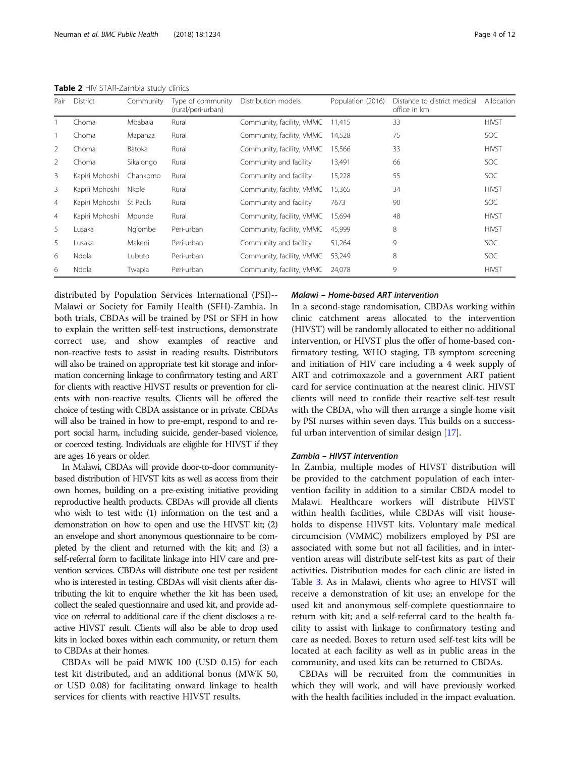**Table 2** HIV STAR-Zambia study clinics

| Pair | District | Community | Type of community (rural/peri-urban) | Distribution models | Population (2016) | Distance to district medical office in km | Allocation |
|---|---|---|---|---|---|---|---|
| 1 | Choma | Mbabala | Rural | Community, facility, VMMC | 11,415 | 33 | HIVST |
| 1 | Choma | Mapanza | Rural | Community, facility, VMMC | 14,528 | 75 | SOC |
| 2 | Choma | Batoka | Rural | Community, facility, VMMC | 15,566 | 33 | HIVST |
| 2 | Choma | Sikalongo | Rural | Community and facility | 13,491 | 66 | SOC |
| 3 | Kapiri Mphoshi | Chankomo | Rural | Community and facility | 15,228 | 55 | SOC |
| 3 | Kapiri Mphoshi | Nkole | Rural | Community, facility, VMMC | 15,365 | 34 | HIVST |
| 4 | Kapiri Mphoshi | St Pauls | Rural | Community and facility | 7673 | 90 | SOC |
| 4 | Kapiri Mphoshi | Mpunde | Rural | Community, facility, VMMC | 15,694 | 48 | HIVST |
| 5 | Lusaka | Ng'ombe | Peri-urban | Community, facility, VMMC | 45,999 | 8 | HIVST |
| 5 | Lusaka | Makeni | Peri-urban | Community and facility | 51,264 | 9 | SOC |
| 6 | Ndola | Lubuto | Peri-urban | Community, facility, VMMC | 53,249 | 8 | SOC |
| 6 | Ndola | Twapia | Peri-urban | Community, facility, VMMC | 24,078 | 9 | HIVST |

distributed by Population Services International (PSI)--Malawi or Society for Family Health (SFH)-Zambia. In both trials, CBDAs will be trained by PSI or SFH in how to explain the written self-test instructions, demonstrate correct use, and show examples of reactive and non-reactive tests to assist in reading results. Distributors will also be trained on appropriate test kit storage and information concerning linkage to confirmatory testing and ART for clients with reactive HIVST results or prevention for clients with non-reactive results. Clients will be offered the choice of testing with CBDA assistance or in private. CBDAs will also be trained in how to pre-empt, respond to and report social harm, including suicide, gender-based violence, or coerced testing. Individuals are eligible for HIVST if they are ages 16 years or older.

In Malawi, CBDAs will provide door-to-door community-based distribution of HIVST kits as well as access from their own homes, building on a pre-existing initiative providing reproductive health products. CBDAs will provide all clients who wish to test with: (1) information on the test and a demonstration on how to open and use the HIVST kit; (2) an envelope and short anonymous questionnaire to be completed by the client and returned with the kit; and (3) a self-referral form to facilitate linkage into HIV care and prevention services. CBDAs will distribute one test per resident who is interested in testing. CBDAs will visit clients after distributing the kit to enquire whether the kit has been used, collect the sealed questionnaire and used kit, and provide advice on referral to additional care if the client discloses a reactive HIVST result. Clients will also be able to drop used kits in locked boxes within each community, or return them to CBDAs at their homes.

CBDAs will be paid MWK 100 (USD 0.15) for each test kit distributed, and an additional bonus (MWK 50, or USD 0.08) for facilitating onward linkage to health services for clients with reactive HIVST results.

#### *Malawi – Home-based ART intervention*

In a second-stage randomisation, CBDAs working within clinic catchment areas allocated to the intervention (HIVST) will be randomly allocated to either no additional intervention, or HIVST plus the offer of home-based confirmatory testing, WHO staging, TB symptom screening and initiation of HIV care including a 4 week supply of ART and cotrimoxazole and a government ART patient card for service continuation at the nearest clinic. HIVST clients will need to confide their reactive self-test result with the CBDA, who will then arrange a single home visit by PSI nurses within seven days. This builds on a successful urban intervention of similar design [17].

#### *Zambia – HIVST intervention*

In Zambia, multiple modes of HIVST distribution will be provided to the catchment population of each intervention facility in addition to a similar CBDA model to Malawi. Healthcare workers will distribute HIVST within health facilities, while CBDAs will visit households to dispense HIVST kits. Voluntary male medical circumcision (VMMC) mobilizers employed by PSI are associated with some but not all facilities, and in intervention areas will distribute self-test kits as part of their activities. Distribution modes for each clinic are listed in Table 3. As in Malawi, clients who agree to HIVST will receive a demonstration of kit use; an envelope for the used kit and anonymous self-complete questionnaire to return with kit; and a self-referral card to the health facility to assist with linkage to confirmatory testing and care as needed. Boxes to return used self-test kits will be located at each facility as well as in public areas in the community, and used kits can be returned to CBDAs.

CBDAs will be recruited from the communities in which they will work, and will have previously worked with the health facilities included in the impact evaluation.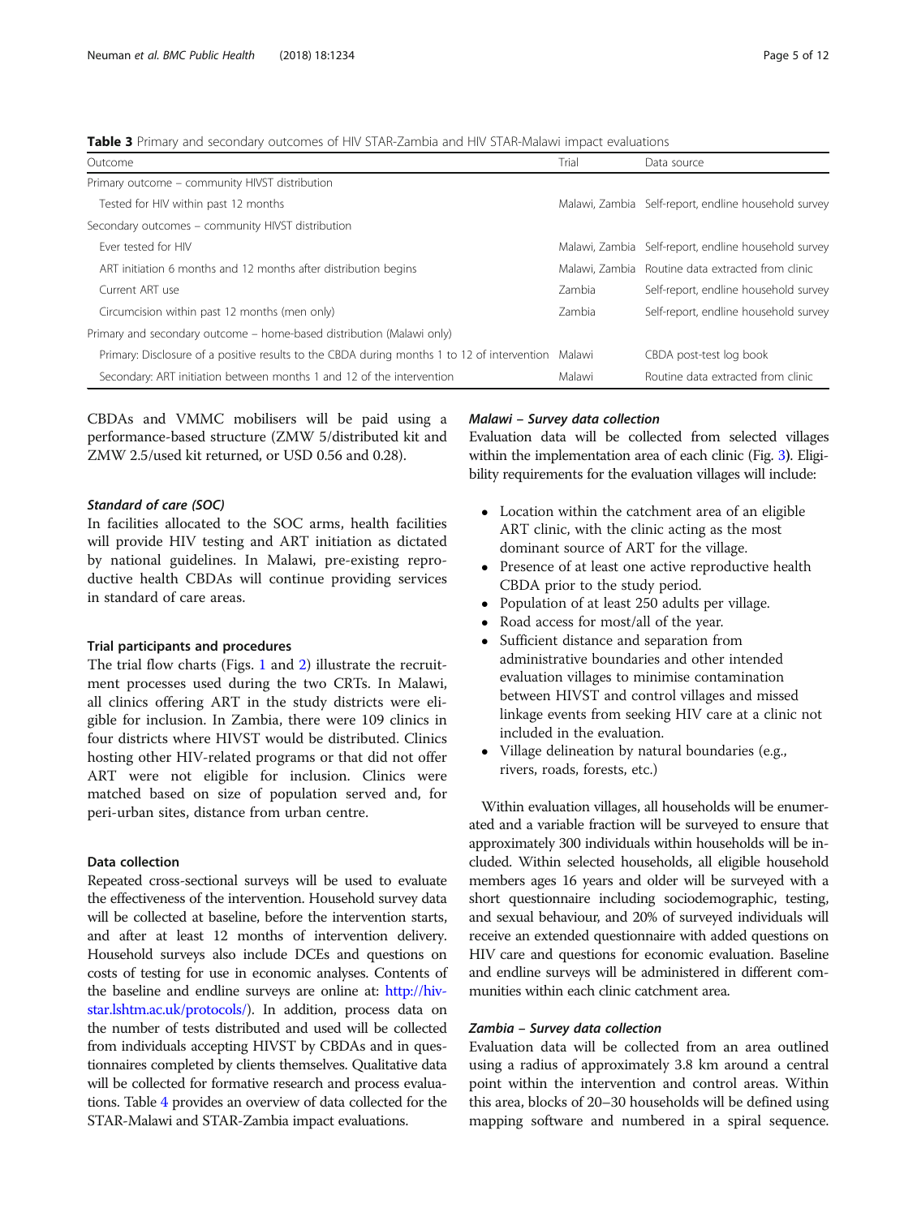**Table 3** Primary and secondary outcomes of HIV STAR-Zambia and HIV STAR-Malawi impact evaluations

| Outcome | Trial | Data source |
|---|---|---|
| Primary outcome – community HIVST distribution | | |
| Tested for HIV within past 12 months | Malawi, Zambia | Self-report, endline household survey |
| Secondary outcomes – community HIVST distribution | | |
| Ever tested for HIV | Malawi, Zambia | Self-report, endline household survey |
| ART initiation 6 months and 12 months after distribution begins | Malawi, Zambia | Routine data extracted from clinic |
| Current ART use | Zambia | Self-report, endline household survey |
| Circumcision within past 12 months (men only) | Zambia | Self-report, endline household survey |
| Primary and secondary outcome – home-based distribution (Malawi only) | | |
| Primary: Disclosure of a positive results to the CBDA during months 1 to 12 of intervention | Malawi | CBDA post-test log book |
| Secondary: ART initiation between months 1 and 12 of the intervention | Malawi | Routine data extracted from clinic |

CBDAs and VMMC mobilisers will be paid using a performance-based structure (ZMW 5/distributed kit and ZMW 2.5/used kit returned, or USD 0.56 and 0.28).

### *Standard of care (SOC)*

In facilities allocated to the SOC arms, health facilities will provide HIV testing and ART initiation as dictated by national guidelines. In Malawi, pre-existing reproductive health CBDAs will continue providing services in standard of care areas.

### Trial participants and procedures

The trial flow charts (Figs. 1 and 2) illustrate the recruitment processes used during the two CRTs. In Malawi, all clinics offering ART in the study districts were eligible for inclusion. In Zambia, there were 109 clinics in four districts where HIVST would be distributed. Clinics hosting other HIV-related programs or that did not offer ART were not eligible for inclusion. Clinics were matched based on size of population served and, for peri-urban sites, distance from urban centre.

### Data collection

Repeated cross-sectional surveys will be used to evaluate the effectiveness of the intervention. Household survey data will be collected at baseline, before the intervention starts, and after at least 12 months of intervention delivery. Household surveys also include DCEs and questions on costs of testing for use in economic analyses. Contents of the baseline and endline surveys are online at: http://hiv-star.lshtm.ac.uk/protocols/). In addition, process data on the number of tests distributed and used will be collected from individuals accepting HIVST by CBDAs and in questionnaires completed by clients themselves. Qualitative data will be collected for formative research and process evaluations. Table 4 provides an overview of data collected for the STAR-Malawi and STAR-Zambia impact evaluations.

### *Malawi – Survey data collection*

Evaluation data will be collected from selected villages within the implementation area of each clinic (Fig. 3). Eligibility requirements for the evaluation villages will include:

- Location within the catchment area of an eligible ART clinic, with the clinic acting as the most dominant source of ART for the village.
- Presence of at least one active reproductive health CBDA prior to the study period.
- Population of at least 250 adults per village.
- Road access for most/all of the year.
- Sufficient distance and separation from administrative boundaries and other intended evaluation villages to minimise contamination between HIVST and control villages and missed linkage events from seeking HIV care at a clinic not included in the evaluation.
- Village delineation by natural boundaries (e.g., rivers, roads, forests, etc.)

Within evaluation villages, all households will be enumerated and a variable fraction will be surveyed to ensure that approximately 300 individuals within households will be included. Within selected households, all eligible household members ages 16 years and older will be surveyed with a short questionnaire including sociodemographic, testing, and sexual behaviour, and 20% of surveyed individuals will receive an extended questionnaire with added questions on HIV care and questions for economic evaluation. Baseline and endline surveys will be administered in different communities within each clinic catchment area.

### *Zambia – Survey data collection*

Evaluation data will be collected from an area outlined using a radius of approximately 3.8 km around a central point within the intervention and control areas. Within this area, blocks of 20–30 households will be defined using mapping software and numbered in a spiral sequence.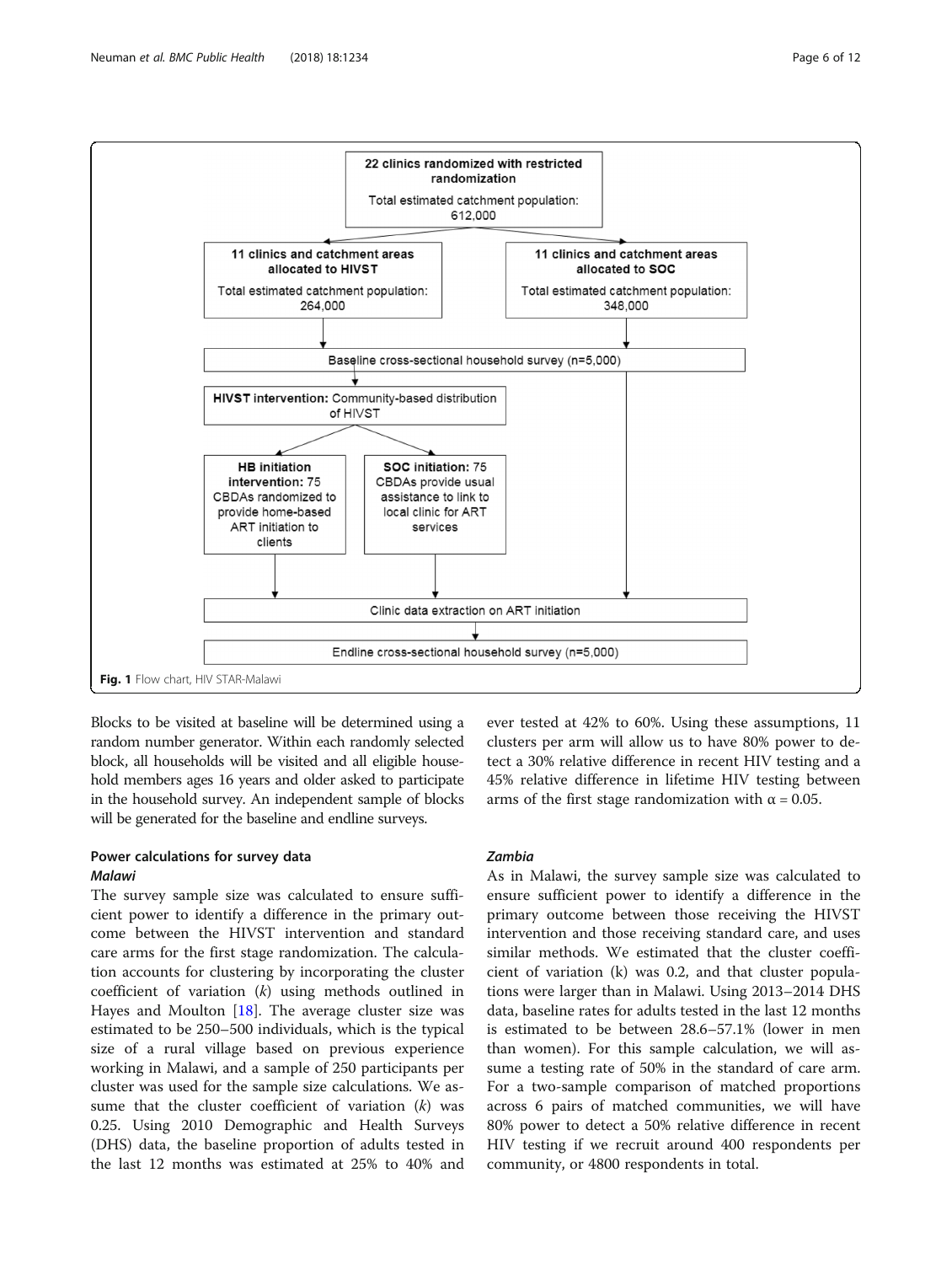22 clinics randomized with restricted randomization

Total estimated catchment population: 612,000

11 clinics and catchment areas allocated to HIVST

Total estimated catchment population: 264,000

11 clinics and catchment areas allocated to SOC

Total estimated catchment population: 348,000

Baseline cross-sectional household survey (n=5,000)

**HIVST intervention:** Community-based distribution of HIVST

**HB initiation intervention:** 75 CBDAs randomized to provide home-based ART initiation to clients

**SOC initiation:** 75 CBDAs provide usual assistance to link to local clinic for ART services

Clinic data extraction on ART initiation

Endline cross-sectional household survey (n=5,000)

**Fig. 1** Flow chart, HIV STAR-Malawi

Blocks to be visited at baseline will be determined using a random number generator. Within each randomly selected block, all households will be visited and all eligible household members ages 16 years and older asked to participate in the household survey. An independent sample of blocks will be generated for the baseline and endline surveys.

## Power calculations for survey data

### *Malawi*

The survey sample size was calculated to ensure sufficient power to identify a difference in the primary outcome between the HIVST intervention and standard care arms for the first stage randomization. The calculation accounts for clustering by incorporating the cluster coefficient of variation ($k$) using methods outlined in Hayes and Moulton [18]. The average cluster size was estimated to be 250–500 individuals, which is the typical size of a rural village based on previous experience working in Malawi, and a sample of 250 participants per cluster was used for the sample size calculations. We assume that the cluster coefficient of variation ($k$) was 0.25. Using 2010 Demographic and Health Surveys (DHS) data, the baseline proportion of adults tested in the last 12 months was estimated at 25% to 40% and ever tested at 42% to 60%. Using these assumptions, 11 clusters per arm will allow us to have 80% power to detect a 30% relative difference in recent HIV testing and a 45% relative difference in lifetime HIV testing between arms of the first stage randomization with $\alpha = 0.05$.

### *Zambia*

As in Malawi, the survey sample size was calculated to ensure sufficient power to identify a difference in the primary outcome between those receiving the HIVST intervention and those receiving standard care, and uses similar methods. We estimated that the cluster coefficient of variation (k) was 0.2, and that cluster populations were larger than in Malawi. Using 2013–2014 DHS data, baseline rates for adults tested in the last 12 months is estimated to be between 28.6–57.1% (lower in men than women). For this sample calculation, we will assume a testing rate of 50% in the standard of care arm. For a two-sample comparison of matched proportions across 6 pairs of matched communities, we will have 80% power to detect a 50% relative difference in recent HIV testing if we recruit around 400 respondents per community, or 4800 respondents in total.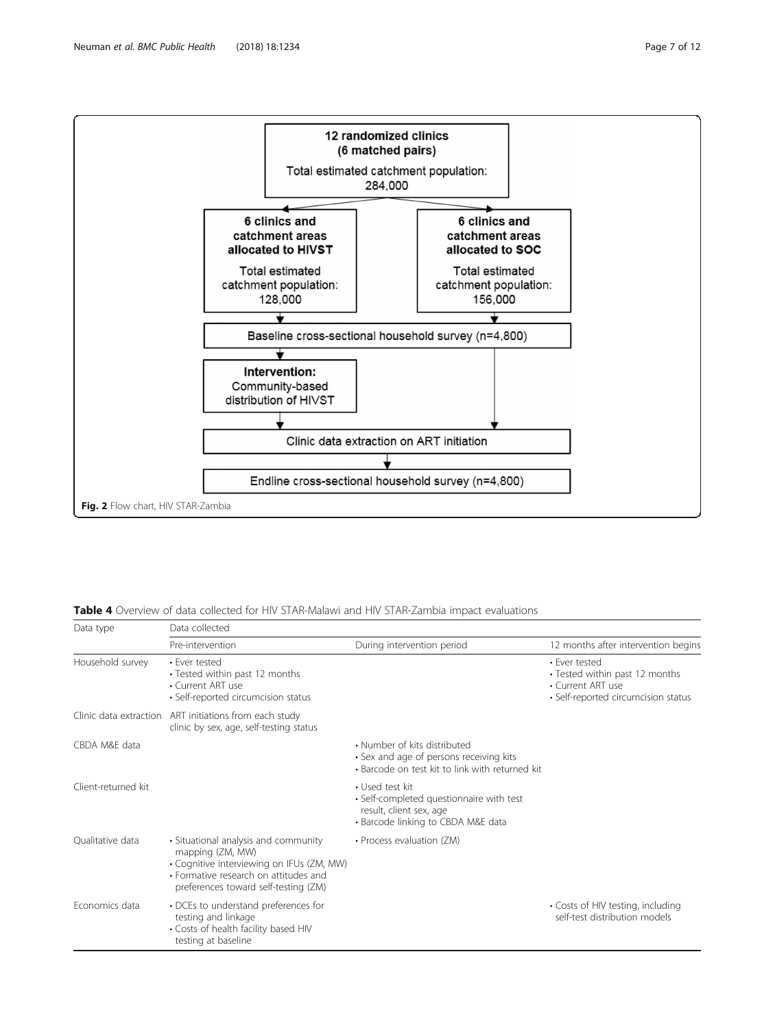12 randomized clinics (6 matched pairs)
Total estimated catchment population: 284,000

6 clinics and catchment areas allocated to HIVST
Total estimated catchment population: 128,000

6 clinics and catchment areas allocated to SOC
Total estimated catchment population: 156,000

Baseline cross-sectional household survey (n=4,800)

Intervention: Community-based distribution of HIVST

Clinic data extraction on ART initiation

Endline cross-sectional household survey (n=4,800)

**Fig. 2** Flow chart, HIV STAR-Zambia

**Table 4** Overview of data collected for HIV STAR-Malawi and HIV STAR-Zambia impact evaluations

| Data type | Data collected | | |
|---|---|---|---|
| | Pre-intervention | During intervention period | 12 months after intervention begins |
| Household survey | • Ever tested<br>• Tested within past 12 months<br>• Current ART use<br>• Self-reported circumcision status | | • Ever tested<br>• Tested within past 12 months<br>• Current ART use<br>• Self-reported circumcision status |
| Clinic data extraction | ART initiations from each study clinic by sex, age, self-testing status | | |
| CBDA M&E data | | • Number of kits distributed<br>• Sex and age of persons receiving kits<br>• Barcode on test kit to link with returned kit | |
| Client-returned kit | | • Used test kit<br>• Self-completed questionnaire with test result, client sex, age<br>• Barcode linking to CBDA M&E data | |
| Qualitative data | • Situational analysis and community mapping (ZM, MW)<br>• Cognitive interviewing on IFUs (ZM, MW)<br>• Formative research on attitudes and preferences toward self-testing (ZM) | • Process evaluation (ZM) | |
| Economics data | • DCEs to understand preferences for testing and linkage<br>• Costs of health facility based HIV testing at baseline | | • Costs of HIV testing, including self-test distribution models |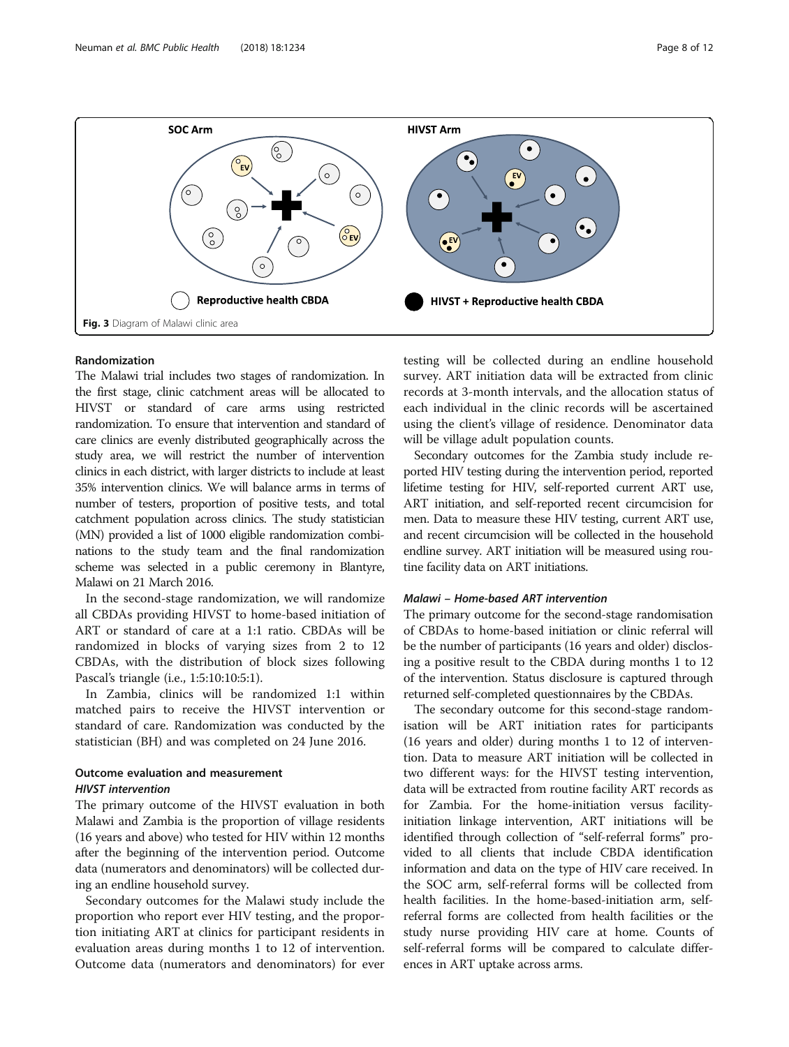Fig. 3 Diagram of Malawi clinic area

### Randomization

The Malawi trial includes two stages of randomization. In the first stage, clinic catchment areas will be allocated to HIVST or standard of care arms using restricted randomization. To ensure that intervention and standard of care clinics are evenly distributed geographically across the study area, we will restrict the number of intervention clinics in each district, with larger districts to include at least 35% intervention clinics. We will balance arms in terms of number of testers, proportion of positive tests, and total catchment population across clinics. The study statistician (MN) provided a list of 1000 eligible randomization combinations to the study team and the final randomization scheme was selected in a public ceremony in Blantyre, Malawi on 21 March 2016.

In the second-stage randomization, we will randomize all CBDAs providing HIVST to home-based initiation of ART or standard of care at a 1:1 ratio. CBDAs will be randomized in blocks of varying sizes from 2 to 12 CBDAs, with the distribution of block sizes following Pascal's triangle (i.e., 1:5:10:10:5:1).

In Zambia, clinics will be randomized 1:1 within matched pairs to receive the HIVST intervention or standard of care. Randomization was conducted by the statistician (BH) and was completed on 24 June 2016.

### Outcome evaluation and measurement

#### *HIVST intervention*

The primary outcome of the HIVST evaluation in both Malawi and Zambia is the proportion of village residents (16 years and above) who tested for HIV within 12 months after the beginning of the intervention period. Outcome data (numerators and denominators) will be collected during an endline household survey.

Secondary outcomes for the Malawi study include the proportion who report ever HIV testing, and the proportion initiating ART at clinics for participant residents in evaluation areas during months 1 to 12 of intervention. Outcome data (numerators and denominators) for ever testing will be collected during an endline household survey. ART initiation data will be extracted from clinic records at 3-month intervals, and the allocation status of each individual in the clinic records will be ascertained using the client's village of residence. Denominator data will be village adult population counts.

Secondary outcomes for the Zambia study include reported HIV testing during the intervention period, reported lifetime testing for HIV, self-reported current ART use, ART initiation, and self-reported recent circumcision for men. Data to measure these HIV testing, current ART use, and recent circumcision will be collected in the household endline survey. ART initiation will be measured using routine facility data on ART initiations.

#### *Malawi – Home-based ART intervention*

The primary outcome for the second-stage randomisation of CBDAs to home-based initiation or clinic referral will be the number of participants (16 years and older) disclosing a positive result to the CBDA during months 1 to 12 of the intervention. Status disclosure is captured through returned self-completed questionnaires by the CBDAs.

The secondary outcome for this second-stage randomisation will be ART initiation rates for participants (16 years and older) during months 1 to 12 of intervention. Data to measure ART initiation will be collected in two different ways: for the HIVST testing intervention, data will be extracted from routine facility ART records as for Zambia. For the home-initiation versus facility-initiation linkage intervention, ART initiations will be identified through collection of "self-referral forms" provided to all clients that include CBDA identification information and data on the type of HIV care received. In the SOC arm, self-referral forms will be collected from health facilities. In the home-based-initiation arm, self-referral forms are collected from health facilities or the study nurse providing HIV care at home. Counts of self-referral forms will be compared to calculate differences in ART uptake across arms.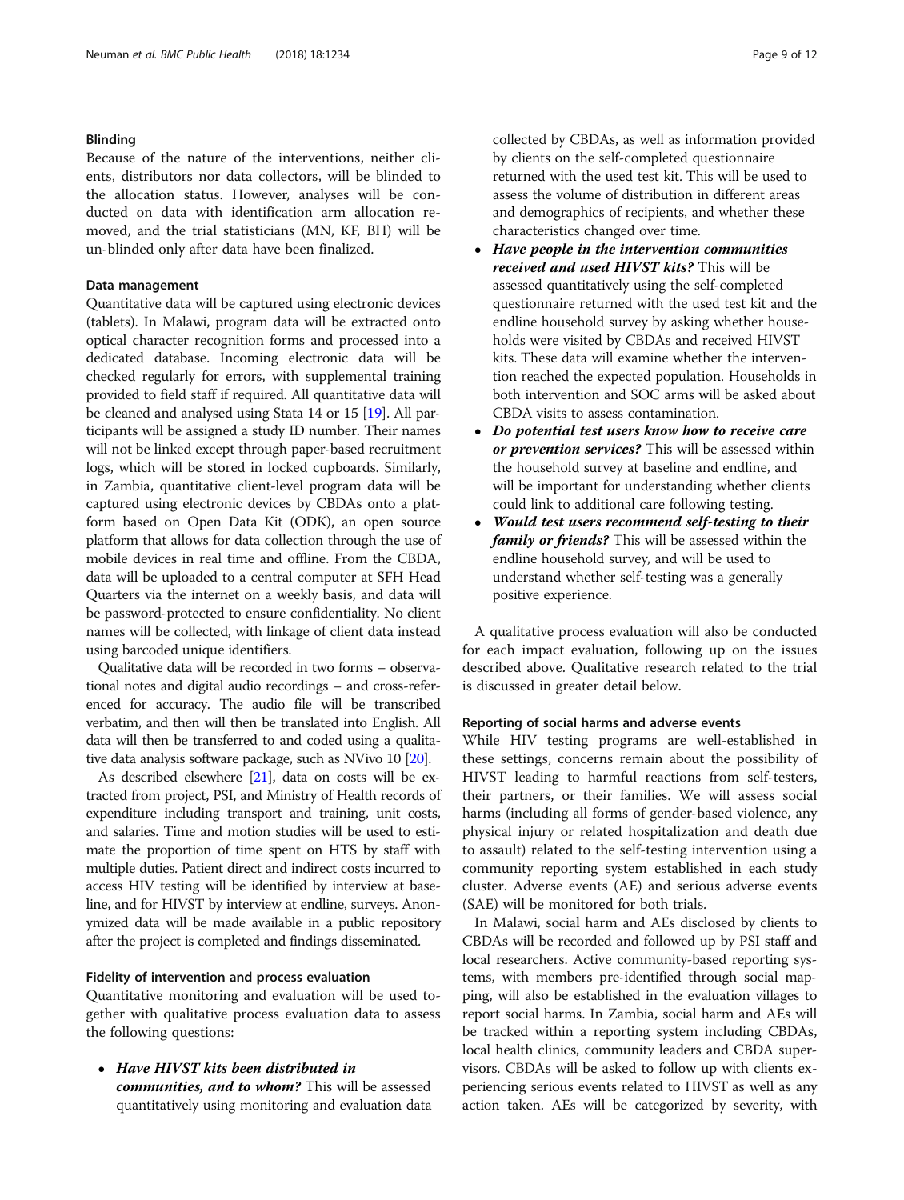### Blinding

Because of the nature of the interventions, neither clients, distributors nor data collectors, will be blinded to the allocation status. However, analyses will be conducted on data with identification arm allocation removed, and the trial statisticians (MN, KF, BH) will be un-blinded only after data have been finalized.

### Data management

Quantitative data will be captured using electronic devices (tablets). In Malawi, program data will be extracted onto optical character recognition forms and processed into a dedicated database. Incoming electronic data will be checked regularly for errors, with supplemental training provided to field staff if required. All quantitative data will be cleaned and analysed using Stata 14 or 15 [19]. All participants will be assigned a study ID number. Their names will not be linked except through paper-based recruitment logs, which will be stored in locked cupboards. Similarly, in Zambia, quantitative client-level program data will be captured using electronic devices by CBDAs onto a platform based on Open Data Kit (ODK), an open source platform that allows for data collection through the use of mobile devices in real time and offline. From the CBDA, data will be uploaded to a central computer at SFH Head Quarters via the internet on a weekly basis, and data will be password-protected to ensure confidentiality. No client names will be collected, with linkage of client data instead using barcoded unique identifiers.

Qualitative data will be recorded in two forms – observational notes and digital audio recordings – and cross-referenced for accuracy. The audio file will be transcribed verbatim, and then will then be translated into English. All data will then be transferred to and coded using a qualitative data analysis software package, such as NVivo 10 [20].

As described elsewhere [21], data on costs will be extracted from project, PSI, and Ministry of Health records of expenditure including transport and training, unit costs, and salaries. Time and motion studies will be used to estimate the proportion of time spent on HTS by staff with multiple duties. Patient direct and indirect costs incurred to access HIV testing will be identified by interview at baseline, and for HIVST by interview at endline, surveys. Anonymized data will be made available in a public repository after the project is completed and findings disseminated.

### Fidelity of intervention and process evaluation

Quantitative monitoring and evaluation will be used together with qualitative process evaluation data to assess the following questions:

- ***Have HIVST kits been distributed in communities, and to whom?*** This will be assessed quantitatively using monitoring and evaluation data collected by CBDAs, as well as information provided by clients on the self-completed questionnaire returned with the used test kit. This will be used to assess the volume of distribution in different areas and demographics of recipients, and whether these characteristics changed over time.
- ***Have people in the intervention communities received and used HIVST kits?*** This will be assessed quantitatively using the self-completed questionnaire returned with the used test kit and the endline household survey by asking whether households were visited by CBDAs and received HIVST kits. These data will examine whether the intervention reached the expected population. Households in both intervention and SOC arms will be asked about CBDA visits to assess contamination.
- ***Do potential test users know how to receive care or prevention services?*** This will be assessed within the household survey at baseline and endline, and will be important for understanding whether clients could link to additional care following testing.
- ***Would test users recommend self-testing to their family or friends?*** This will be assessed within the endline household survey, and will be used to understand whether self-testing was a generally positive experience.

A qualitative process evaluation will also be conducted for each impact evaluation, following up on the issues described above. Qualitative research related to the trial is discussed in greater detail below.

### Reporting of social harms and adverse events

While HIV testing programs are well-established in these settings, concerns remain about the possibility of HIVST leading to harmful reactions from self-testers, their partners, or their families. We will assess social harms (including all forms of gender-based violence, any physical injury or related hospitalization and death due to assault) related to the self-testing intervention using a community reporting system established in each study cluster. Adverse events (AE) and serious adverse events (SAE) will be monitored for both trials.

In Malawi, social harm and AEs disclosed by clients to CBDAs will be recorded and followed up by PSI staff and local researchers. Active community-based reporting systems, with members pre-identified through social mapping, will also be established in the evaluation villages to report social harms. In Zambia, social harm and AEs will be tracked within a reporting system including CBDAs, local health clinics, community leaders and CBDA supervisors. CBDAs will be asked to follow up with clients experiencing serious events related to HIVST as well as any action taken. AEs will be categorized by severity, with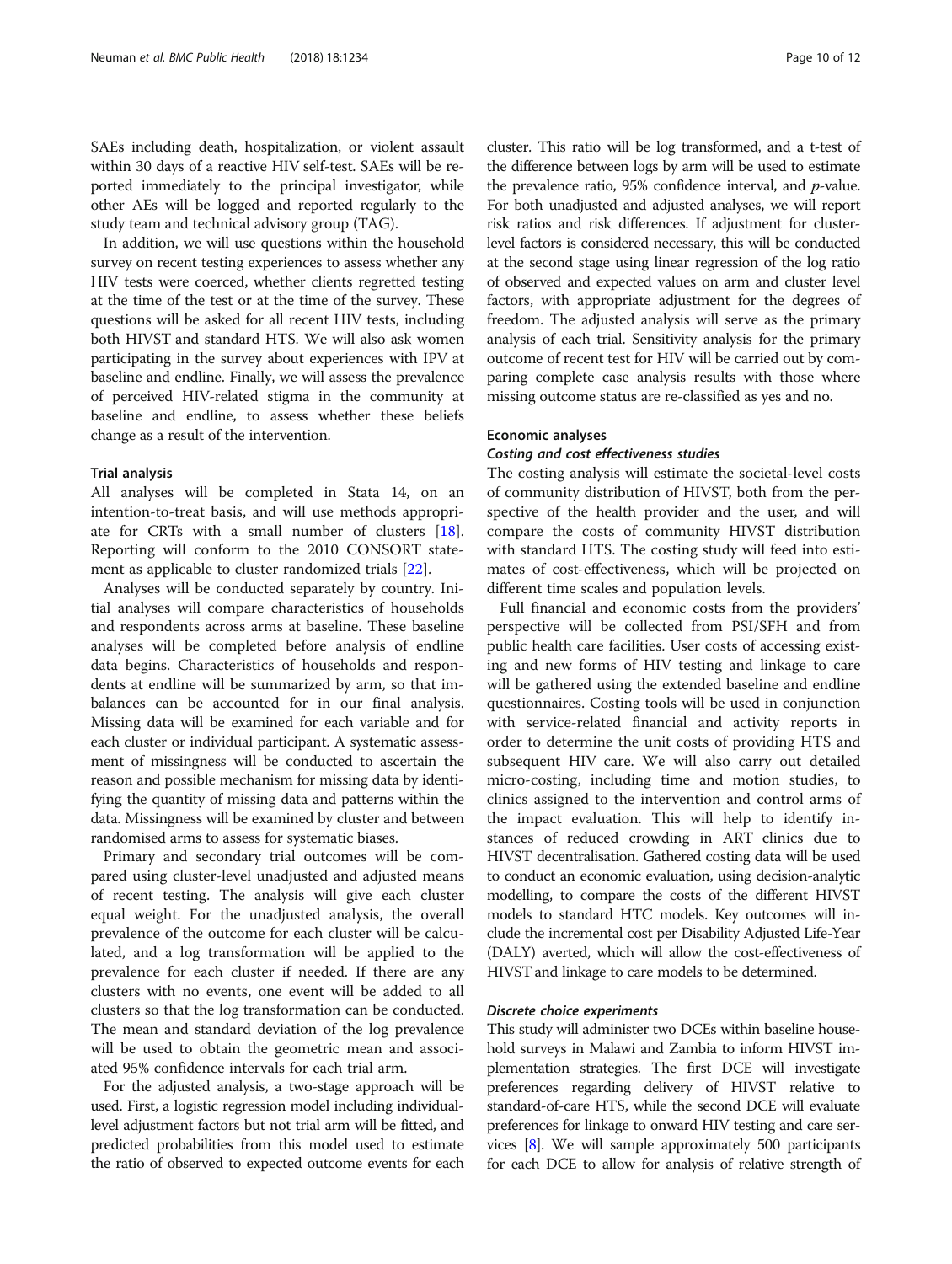SAEs including death, hospitalization, or violent assault within 30 days of a reactive HIV self-test. SAEs will be reported immediately to the principal investigator, while other AEs will be logged and reported regularly to the study team and technical advisory group (TAG).

In addition, we will use questions within the household survey on recent testing experiences to assess whether any HIV tests were coerced, whether clients regretted testing at the time of the test or at the time of the survey. These questions will be asked for all recent HIV tests, including both HIVST and standard HTS. We will also ask women participating in the survey about experiences with IPV at baseline and endline. Finally, we will assess the prevalence of perceived HIV-related stigma in the community at baseline and endline, to assess whether these beliefs change as a result of the intervention.

### Trial analysis

All analyses will be completed in Stata 14, on an intention-to-treat basis, and will use methods appropriate for CRTs with a small number of clusters [18]. Reporting will conform to the 2010 CONSORT statement as applicable to cluster randomized trials [22].

Analyses will be conducted separately by country. Initial analyses will compare characteristics of households and respondents across arms at baseline. These baseline analyses will be completed before analysis of endline data begins. Characteristics of households and respondents at endline will be summarized by arm, so that imbalances can be accounted for in our final analysis. Missing data will be examined for each variable and for each cluster or individual participant. A systematic assessment of missingness will be conducted to ascertain the reason and possible mechanism for missing data by identifying the quantity of missing data and patterns within the data. Missingness will be examined by cluster and between randomised arms to assess for systematic biases.

Primary and secondary trial outcomes will be compared using cluster-level unadjusted and adjusted means of recent testing. The analysis will give each cluster equal weight. For the unadjusted analysis, the overall prevalence of the outcome for each cluster will be calculated, and a log transformation will be applied to the prevalence for each cluster if needed. If there are any clusters with no events, one event will be added to all clusters so that the log transformation can be conducted. The mean and standard deviation of the log prevalence will be used to obtain the geometric mean and associated 95% confidence intervals for each trial arm.

For the adjusted analysis, a two-stage approach will be used. First, a logistic regression model including individual-level adjustment factors but not trial arm will be fitted, and predicted probabilities from this model used to estimate the ratio of observed to expected outcome events for each cluster. This ratio will be log transformed, and a t-test of the difference between logs by arm will be used to estimate the prevalence ratio, 95% confidence interval, and *p*-value. For both unadjusted and adjusted analyses, we will report risk ratios and risk differences. If adjustment for cluster-level factors is considered necessary, this will be conducted at the second stage using linear regression of the log ratio of observed and expected values on arm and cluster level factors, with appropriate adjustment for the degrees of freedom. The adjusted analysis will serve as the primary analysis of each trial. Sensitivity analysis for the primary outcome of recent test for HIV will be carried out by comparing complete case analysis results with those where missing outcome status are re-classified as yes and no.

### Economic analyses

#### *Costing and cost effectiveness studies*

The costing analysis will estimate the societal-level costs of community distribution of HIVST, both from the perspective of the health provider and the user, and will compare the costs of community HIVST distribution with standard HTS. The costing study will feed into estimates of cost-effectiveness, which will be projected on different time scales and population levels.

Full financial and economic costs from the providers' perspective will be collected from PSI/SFH and from public health care facilities. User costs of accessing existing and new forms of HIV testing and linkage to care will be gathered using the extended baseline and endline questionnaires. Costing tools will be used in conjunction with service-related financial and activity reports in order to determine the unit costs of providing HTS and subsequent HIV care. We will also carry out detailed micro-costing, including time and motion studies, to clinics assigned to the intervention and control arms of the impact evaluation. This will help to identify instances of reduced crowding in ART clinics due to HIVST decentralisation. Gathered costing data will be used to conduct an economic evaluation, using decision-analytic modelling, to compare the costs of the different HIVST models to standard HTC models. Key outcomes will include the incremental cost per Disability Adjusted Life-Year (DALY) averted, which will allow the cost-effectiveness of HIVST and linkage to care models to be determined.

#### *Discrete choice experiments*

This study will administer two DCEs within baseline household surveys in Malawi and Zambia to inform HIVST implementation strategies. The first DCE will investigate preferences regarding delivery of HIVST relative to standard-of-care HTS, while the second DCE will evaluate preferences for linkage to onward HIV testing and care services [8]. We will sample approximately 500 participants for each DCE to allow for analysis of relative strength of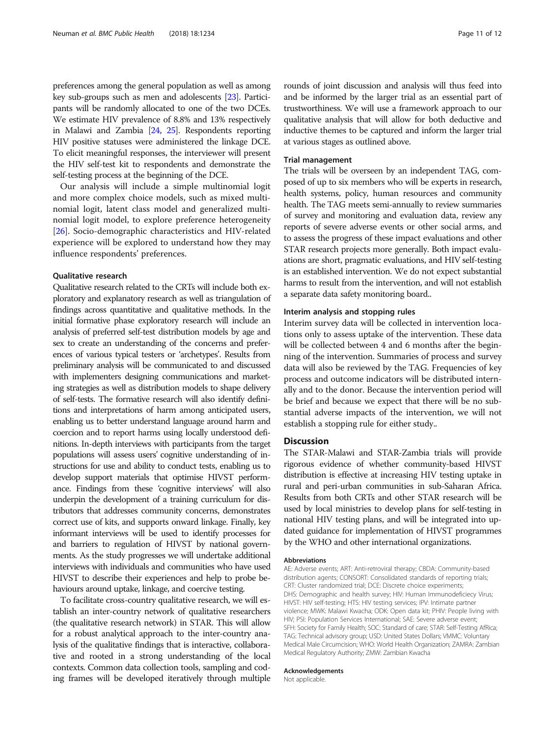preferences among the general population as well as among key sub-groups such as men and adolescents [23]. Participants will be randomly allocated to one of the two DCEs. We estimate HIV prevalence of 8.8% and 13% respectively in Malawi and Zambia [24, 25]. Respondents reporting HIV positive statuses were administered the linkage DCE. To elicit meaningful responses, the interviewer will present the HIV self-test kit to respondents and demonstrate the self-testing process at the beginning of the DCE.

Our analysis will include a simple multinomial logit and more complex choice models, such as mixed multinomial logit, latent class model and generalized multinomial logit model, to explore preference heterogeneity [26]. Socio-demographic characteristics and HIV-related experience will be explored to understand how they may influence respondents' preferences.

### Qualitative research

Qualitative research related to the CRTs will include both exploratory and explanatory research as well as triangulation of findings across quantitative and qualitative methods. In the initial formative phase exploratory research will include an analysis of preferred self-test distribution models by age and sex to create an understanding of the concerns and preferences of various typical testers or 'archetypes'. Results from preliminary analysis will be communicated to and discussed with implementers designing communications and marketing strategies as well as distribution models to shape delivery of self-tests. The formative research will also identify definitions and interpretations of harm among anticipated users, enabling us to better understand language around harm and coercion and to report harms using locally understood definitions. In-depth interviews with participants from the target populations will assess users' cognitive understanding of instructions for use and ability to conduct tests, enabling us to develop support materials that optimise HIVST performance. Findings from these 'cognitive interviews' will also underpin the development of a training curriculum for distributors that addresses community concerns, demonstrates correct use of kits, and supports onward linkage. Finally, key informant interviews will be used to identify processes for and barriers to regulation of HIVST by national governments. As the study progresses we will undertake additional interviews with individuals and communities who have used HIVST to describe their experiences and help to probe behaviours around uptake, linkage, and coercive testing.

To facilitate cross-country qualitative research, we will establish an inter-country network of qualitative researchers (the qualitative research network) in STAR. This will allow for a robust analytical approach to the inter-country analysis of the qualitative findings that is interactive, collaborative and rooted in a strong understanding of the local contexts. Common data collection tools, sampling and coding frames will be developed iteratively through multiple rounds of joint discussion and analysis will thus feed into and be informed by the larger trial as an essential part of trustworthiness. We will use a framework approach to our qualitative analysis that will allow for both deductive and inductive themes to be captured and inform the larger trial at various stages as outlined above.

### Trial management

The trials will be overseen by an independent TAG, composed of up to six members who will be experts in research, health systems, policy, human resources and community health. The TAG meets semi-annually to review summaries of survey and monitoring and evaluation data, review any reports of severe adverse events or other social arms, and to assess the progress of these impact evaluations and other STAR research projects more generally. Both impact evaluations are short, pragmatic evaluations, and HIV self-testing is an established intervention. We do not expect substantial harms to result from the intervention, and will not establish a separate data safety monitoring board..

### Interim analysis and stopping rules

Interim survey data will be collected in intervention locations only to assess uptake of the intervention. These data will be collected between 4 and 6 months after the beginning of the intervention. Summaries of process and survey data will also be reviewed by the TAG. Frequencies of key process and outcome indicators will be distributed internally and to the donor. Because the intervention period will be brief and because we expect that there will be no substantial adverse impacts of the intervention, we will not establish a stopping rule for either study..

## Discussion

The STAR-Malawi and STAR-Zambia trials will provide rigorous evidence of whether community-based HIVST distribution is effective at increasing HIV testing uptake in rural and peri-urban communities in sub-Saharan Africa. Results from both CRTs and other STAR research will be used by local ministries to develop plans for self-testing in national HIV testing plans, and will be integrated into updated guidance for implementation of HIVST programmes by the WHO and other international organizations.

#### Abbreviations

AE: Adverse events; ART: Anti-retroviral therapy; CBDA: Community-based distribution agents; CONSORT: Consolidated standards of reporting trials; CRT: Cluster randomized trial; DCE: Discrete choice experiments; DHS: Demographic and health survey; HIV: Human Immunodeficiecy Virus; HIVST: HIV self-testing; HTS: HIV testing services; IPV: Intimate partner violence; MWK: Malawi Kwacha; ODK: Open data kit; PHIV: People living with HIV; PSI: Population Services International; SAE: Severe adverse event; SFH: Society for Family Health; SOC: Standard of care; STAR: Self-Testing AfRica; TAG: Technical advisory group; USD: United States Dollars; VMMC: Voluntary Medical Male Circumcision; WHO: World Health Organization; ZAMRA: Zambian Medical Regulatory Authority; ZMW: Zambian Kwacha

#### Acknowledgements

Not applicable.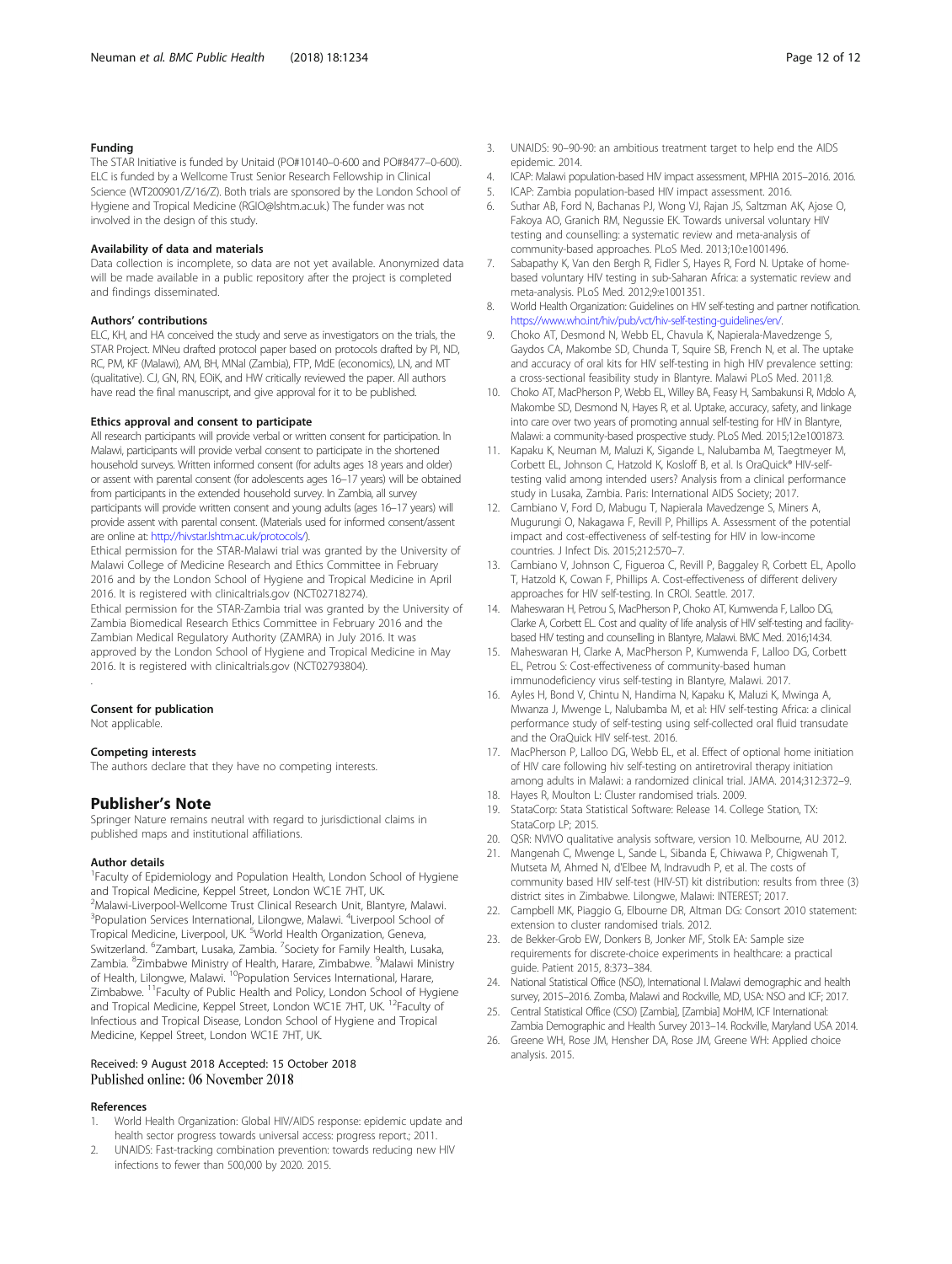#### Funding

The STAR Initiative is funded by Unitaid (PO#10140–0-600 and PO#8477–0-600). ELC is funded by a Wellcome Trust Senior Research Fellowship in Clinical Science (WT200901/Z/16/Z). Both trials are sponsored by the London School of Hygiene and Tropical Medicine (RGIO@lshtm.ac.uk.) The funder was not involved in the design of this study.

#### Availability of data and materials

Data collection is incomplete, so data are not yet available. Anonymized data will be made available in a public repository after the project is completed and findings disseminated.

#### Authors' contributions

ELC, KH, and HA conceived the study and serve as investigators on the trials, the STAR Project. MNeu drafted protocol paper based on protocols drafted by PI, ND, RC, PM, KF (Malawi), AM, BH, MNal (Zambia), FTP, MdE (economics), LN, and MT (qualitative). CJ, GN, RN, EOiK, and HW critically reviewed the paper. All authors have read the final manuscript, and give approval for it to be published.

#### Ethics approval and consent to participate

All research participants will provide verbal or written consent for participation. In Malawi, participants will provide verbal consent to participate in the shortened household surveys. Written informed consent (for adults ages 18 years and older) or assent with parental consent (for adolescents ages 16–17 years) will be obtained from participants in the extended household survey. In Zambia, all survey participants will provide written consent and young adults (ages 16–17 years) will provide assent with parental consent. (Materials used for informed consent/assent are online at: http://hivstar.lshtm.ac.uk/protocols/).

Ethical permission for the STAR-Malawi trial was granted by the University of Malawi College of Medicine Research and Ethics Committee in February 2016 and by the London School of Hygiene and Tropical Medicine in April 2016. It is registered with clinicaltrials.gov (NCT02718274).

Ethical permission for the STAR-Zambia trial was granted by the University of Zambia Biomedical Research Ethics Committee in February 2016 and the Zambian Medical Regulatory Authority (ZAMRA) in July 2016. It was approved by the London School of Hygiene and Tropical Medicine in May 2016. It is registered with clinicaltrials.gov (NCT02793804).

#### Consent for publication

Not applicable.

#### Competing interests

The authors declare that they have no competing interests.

## Publisher's Note

Springer Nature remains neutral with regard to jurisdictional claims in published maps and institutional affiliations.

#### Author details

[1]Faculty of Epidemiology and Population Health, London School of Hygiene and Tropical Medicine, Keppel Street, London WC1E 7HT, UK. [2]Malawi-Liverpool-Wellcome Trust Clinical Research Unit, Blantyre, Malawi. [3]Population Services International, Lilongwe, Malawi. [4]Liverpool School of Tropical Medicine, Liverpool, UK. [5]World Health Organization, Geneva, Switzerland. [6]Zambart, Lusaka, Zambia. [7]Society for Family Health, Lusaka, Zambia. [8]Zimbabwe Ministry of Health, Harare, Zimbabwe. [9]Malawi Ministry of Health, Lilongwe, Malawi. [10]Population Services International, Harare, Zimbabwe. [11]Faculty of Public Health and Policy, London School of Hygiene and Tropical Medicine, Keppel Street, London WC1E 7HT, UK. [12]Faculty of Infectious and Tropical Disease, London School of Hygiene and Tropical Medicine, Keppel Street, London WC1E 7HT, UK.

Received: 9 August 2018 Accepted: 15 October 2018
Published online: 06 November 2018

#### References

1. World Health Organization: Global HIV/AIDS response: epidemic update and health sector progress towards universal access: progress report.; 2011.
2. UNAIDS: Fast-tracking combination prevention: towards reducing new HIV infections to fewer than 500,000 by 2020. 2015.
3. UNAIDS: 90–90-90: an ambitious treatment target to help end the AIDS epidemic. 2014.
4. ICAP: Malawi population-based HIV impact assessment, MPHIA 2015–2016. 2016.
5. ICAP: Zambia population-based HIV impact assessment. 2016.
6. Suthar AB, Ford N, Bachanas PJ, Wong VJ, Rajan JS, Saltzman AK, Ajose O, Fakoya AO, Granich RM, Negussie EK. Towards universal voluntary HIV testing and counselling: a systematic review and meta-analysis of community-based approaches. PLoS Med. 2013;10:e1001496.
7. Sabapathy K, Van den Bergh R, Fidler S, Hayes R, Ford N. Uptake of home-based voluntary HIV testing in sub-Saharan Africa: a systematic review and meta-analysis. PLoS Med. 2012;9:e1001351.
8. World Health Organization: Guidelines on HIV self-testing and partner notification. https://www.who.int/hiv/pub/vct/hiv-self-testing-guidelines/en/.
9. Choko AT, Desmond N, Webb EL, Chavula K, Napierala-Mavedzenge S, Gaydos CA, Makombe SD, Chunda T, Squire SB, French N, et al. The uptake and accuracy of oral kits for HIV self-testing in high HIV prevalence setting: a cross-sectional feasibility study in Blantyre. Malawi PLoS Med. 2011;8.
10. Choko AT, MacPherson P, Webb EL, Willey BA, Feasy H, Sambakunsi R, Mdolo A, Makombe SD, Desmond N, Hayes R, et al. Uptake, accuracy, safety, and linkage into care over two years of promoting annual self-testing for HIV in Blantyre, Malawi: a community-based prospective study. PLoS Med. 2015;12:e1001873.
11. Kapaku K, Neuman M, Maluzi K, Sigande L, Nalubamba M, Taegtmeyer M, Corbett EL, Johnson C, Hatzold K, Kosloff B, et al. Is OraQuick® HIV-self-testing valid among intended users? Analysis from a clinical performance study in Lusaka, Zambia. Paris: International AIDS Society; 2017.
12. Cambiano V, Ford D, Mabugu T, Napierala Mavedzenge S, Miners A, Mugurungi O, Nakagawa F, Revill P, Phillips A. Assessment of the potential impact and cost-effectiveness of self-testing for HIV in low-income countries. J Infect Dis. 2015;212:570–7.
13. Cambiano V, Johnson C, Figueroa C, Revill P, Baggaley R, Corbett EL, Apollo T, Hatzold K, Cowan F, Phillips A. Cost-effectiveness of different delivery approaches for HIV self-testing. In CROI. Seattle. 2017.
14. Maheswaran H, Petrou S, MacPherson P, Choko AT, Kumwenda F, Lalloo DG, Clarke A, Corbett EL. Cost and quality of life analysis of HIV self-testing and facility-based HIV testing and counselling in Blantyre, Malawi. BMC Med. 2016;14:34.
15. Maheswaran H, Clarke A, MacPherson P, Kumwenda F, Lalloo DG, Corbett EL, Petrou S: Cost-effectiveness of community-based human immunodeficiency virus self-testing in Blantyre, Malawi. 2017.
16. Ayles H, Bond V, Chintu N, Handima N, Kapaku K, Maluzi K, Mwinga A, Mwanza J, Mwenge L, Nalubamba M, et al: HIV self-testing Africa: a clinical performance study of self-testing using self-collected oral fluid transudate and the OraQuick HIV self-test. 2016.
17. MacPherson P, Lalloo DG, Webb EL, et al. Effect of optional home initiation of HIV care following hiv self-testing on antiretroviral therapy initiation among adults in Malawi: a randomized clinical trial. JAMA. 2014;312:372–9.
18. Hayes R, Moulton L: Cluster randomised trials. 2009.
19. StataCorp: Stata Statistical Software: Release 14. College Station, TX: StataCorp LP; 2015.
20. QSR: NVIVO qualitative analysis software, version 10. Melbourne, AU 2012.
21. Mangenah C, Mwenge L, Sande L, Sibanda E, Chiwawa P, Chigwenah T, Mutseta M, Ahmed N, d'Elbee M, Indravudh P, et al. The costs of community based HIV self-test (HIV-ST) kit distribution: results from three (3) district sites in Zimbabwe. Lilongwe, Malawi: INTEREST; 2017.
22. Campbell MK, Piaggio G, Elbourne DR, Altman DG: Consort 2010 statement: extension to cluster randomised trials. 2012.
23. de Bekker-Grob EW, Donkers B, Jonker MF, Stolk EA: Sample size requirements for discrete-choice experiments in healthcare: a practical guide. Patient 2015, 8:373–384.
24. National Statistical Office (NSO), International I. Malawi demographic and health survey, 2015–2016. Zomba, Malawi and Rockville, MD, USA: NSO and ICF; 2017.
25. Central Statistical Office (CSO) [Zambia], [Zambia] MoHM, ICF International: Zambia Demographic and Health Survey 2013–14. Rockville, Maryland USA 2014.
26. Greene WH, Rose JM, Hensher DA, Rose JM, Greene WH: Applied choice analysis. 2015.